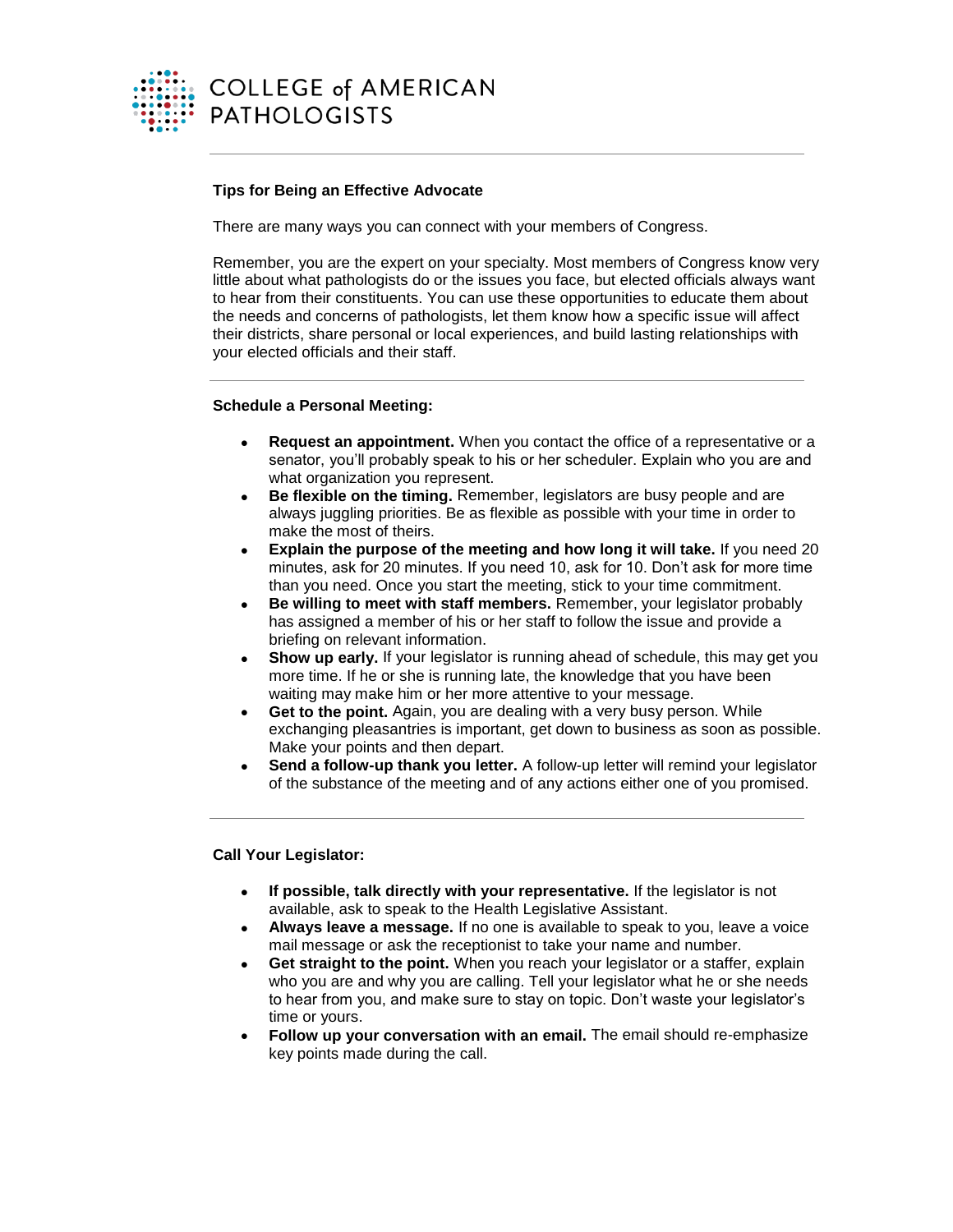COLLEGE of AMERICAN PATHOLOGISTS

## Tips for Being an Effective Advocate

There are many ways you can connect with your members of Congress.

Remember, you are the expert on your specialty. Most members of Congress know very little about what pathologists do or the issues you face, but elected officials always want to hear from their constituents. You can use these opportunities to educate them about the needs and concerns of pathologists, let them know how a specific issue will affect their districts, share personal or local experiences, and build lasting relationships with your elected officials and their staff.

### Schedule a Personal Meeting:

- **Request an appointment.** When you contact the office of a representative or a senator, you'll probably speak to his or her scheduler. Explain who you are and what organization you represent.
- **Be flexible on the timing.** Remember, legislators are busy people and are always juggling priorities. Be as flexible as possible with your time in order to make the most of theirs.
- **Explain the purpose of the meeting and how long it will take.** If you need 20 minutes, ask for 20 minutes. If you need 10, ask for 10. Don't ask for more time than you need. Once you start the meeting, stick to your time commitment.
- **Be willing to meet with staff members.** Remember, your legislator probably has assigned a member of his or her staff to follow the issue and provide a briefing on relevant information.
- **Show up early.** If your legislator is running ahead of schedule, this may get you more time. If he or she is running late, the knowledge that you have been waiting may make him or her more attentive to your message.
- **Get to the point.** Again, you are dealing with a very busy person. While exchanging pleasantries is important, get down to business as soon as possible. Make your points and then depart.
- **Send a follow-up thank you letter.** A follow-up letter will remind your legislator of the substance of the meeting and of any actions either one of you promised.

### Call Your Legislator:

- **If possible, talk directly with your representative.** If the legislator is not available, ask to speak to the Health Legislative Assistant.
- **Always leave a message.** If no one is available to speak to you, leave a voice mail message or ask the receptionist to take your name and number.
- **Get straight to the point.** When you reach your legislator or a staffer, explain who you are and why you are calling. Tell your legislator what he or she needs to hear from you, and make sure to stay on topic. Don't waste your legislator's time or yours.
- **Follow up your conversation with an email.** The email should re-emphasize key points made during the call.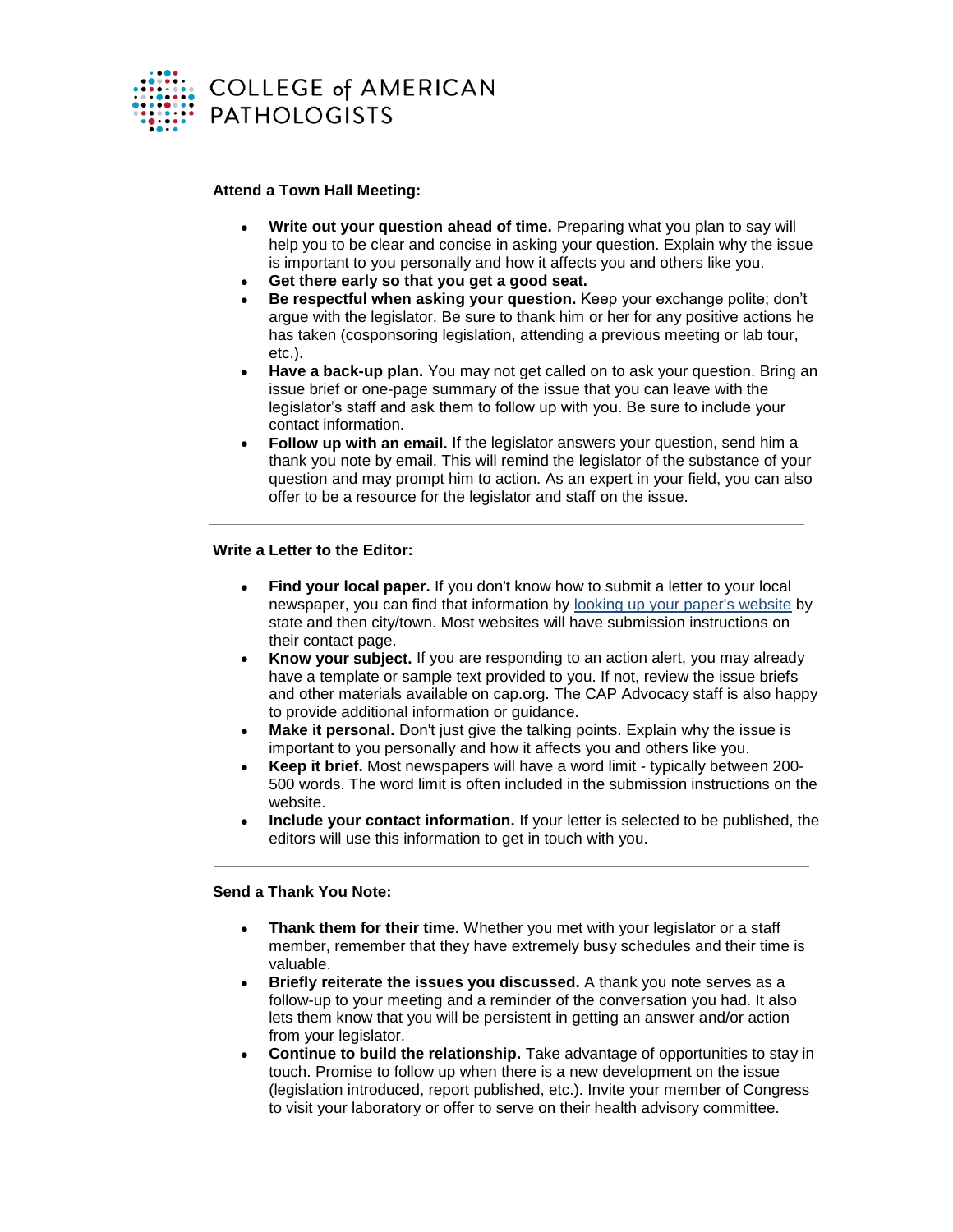### Attend a Town Hall Meeting:

- **Write out your question ahead of time.** Preparing what you plan to say will help you to be clear and concise in asking your question. Explain why the issue is important to you personally and how it affects you and others like you.
- **Get there early so that you get a good seat.**
- **Be respectful when asking your question.** Keep your exchange polite; don't argue with the legislator. Be sure to thank him or her for any positive actions he has taken (cosponsoring legislation, attending a previous meeting or lab tour, etc.).
- **Have a back-up plan.** You may not get called on to ask your question. Bring an issue brief or one-page summary of the issue that you can leave with the legislator's staff and ask them to follow up with you. Be sure to include your contact information.
- **Follow up with an email.** If the legislator answers your question, send him a thank you note by email. This will remind the legislator of the substance of your question and may prompt him to action. As an expert in your field, you can also offer to be a resource for the legislator and staff on the issue.

---

### Write a Letter to the Editor:

- **Find your local paper.** If you don't know how to submit a letter to your local newspaper, you can find that information by looking up your paper's website by state and then city/town. Most websites will have submission instructions on their contact page.
- **Know your subject.** If you are responding to an action alert, you may already have a template or sample text provided to you. If not, review the issue briefs and other materials available on cap.org. The CAP Advocacy staff is also happy to provide additional information or guidance.
- **Make it personal.** Don't just give the talking points. Explain why the issue is important to you personally and how it affects you and others like you.
- **Keep it brief.** Most newspapers will have a word limit - typically between 200-500 words. The word limit is often included in the submission instructions on the website.
- **Include your contact information.** If your letter is selected to be published, the editors will use this information to get in touch with you.

---

### Send a Thank You Note:

- **Thank them for their time.** Whether you met with your legislator or a staff member, remember that they have extremely busy schedules and their time is valuable.
- **Briefly reiterate the issues you discussed.** A thank you note serves as a follow-up to your meeting and a reminder of the conversation you had. It also lets them know that you will be persistent in getting an answer and/or action from your legislator.
- **Continue to build the relationship.** Take advantage of opportunities to stay in touch. Promise to follow up when there is a new development on the issue (legislation introduced, report published, etc.). Invite your member of Congress to visit your laboratory or offer to serve on their health advisory committee.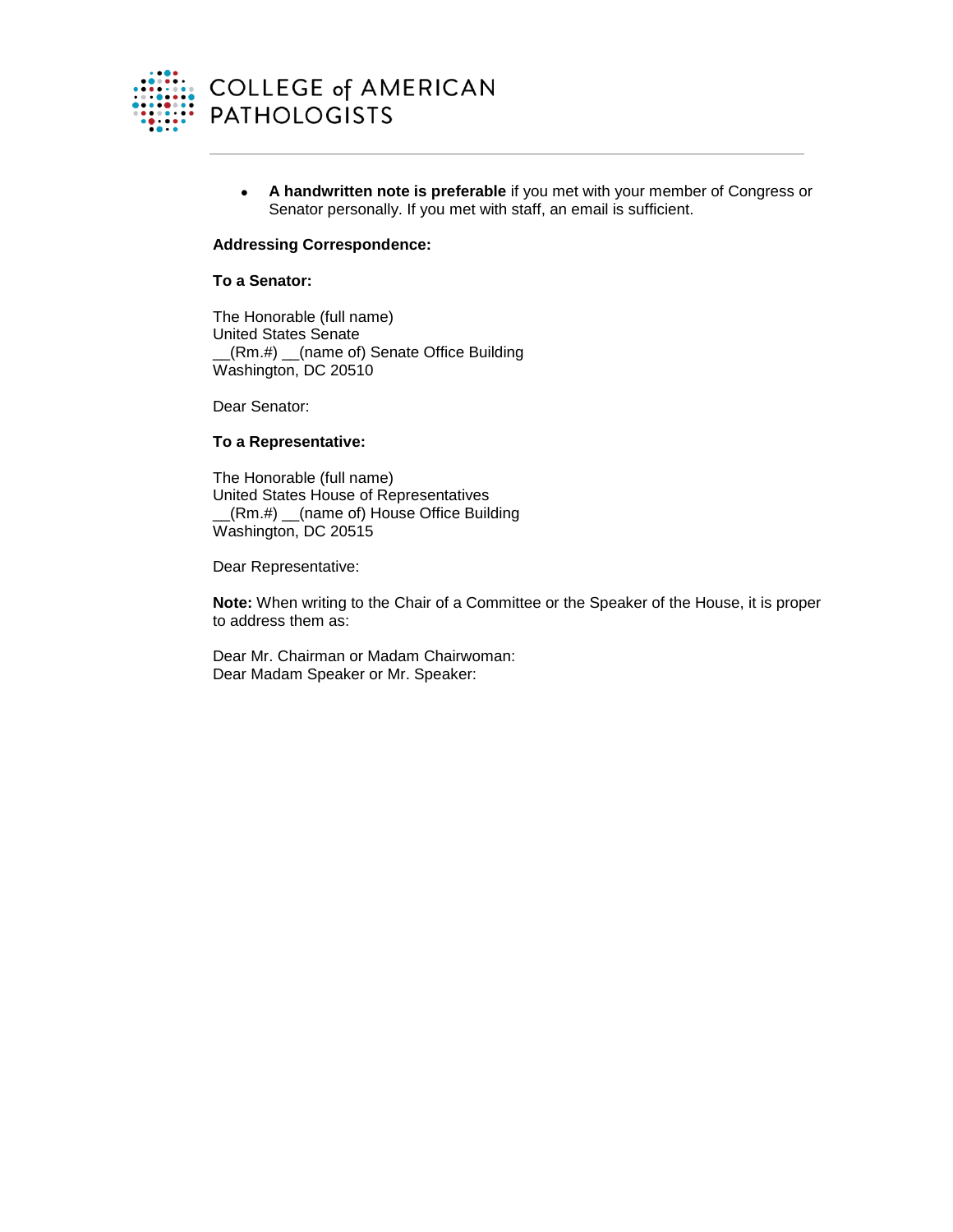- **A handwritten note is preferable** if you met with your member of Congress or Senator personally. If you met with staff, an email is sufficient.

**Addressing Correspondence:**

**To a Senator:**

The Honorable (full name)
United States Senate
__(Rm.#) __(name of) Senate Office Building
Washington, DC 20510

Dear Senator:

**To a Representative:**

The Honorable (full name)
United States House of Representatives
__(Rm.#) __(name of) House Office Building
Washington, DC 20515

Dear Representative:

**Note:** When writing to the Chair of a Committee or the Speaker of the House, it is proper to address them as:

Dear Mr. Chairman or Madam Chairwoman:
Dear Madam Speaker or Mr. Speaker: